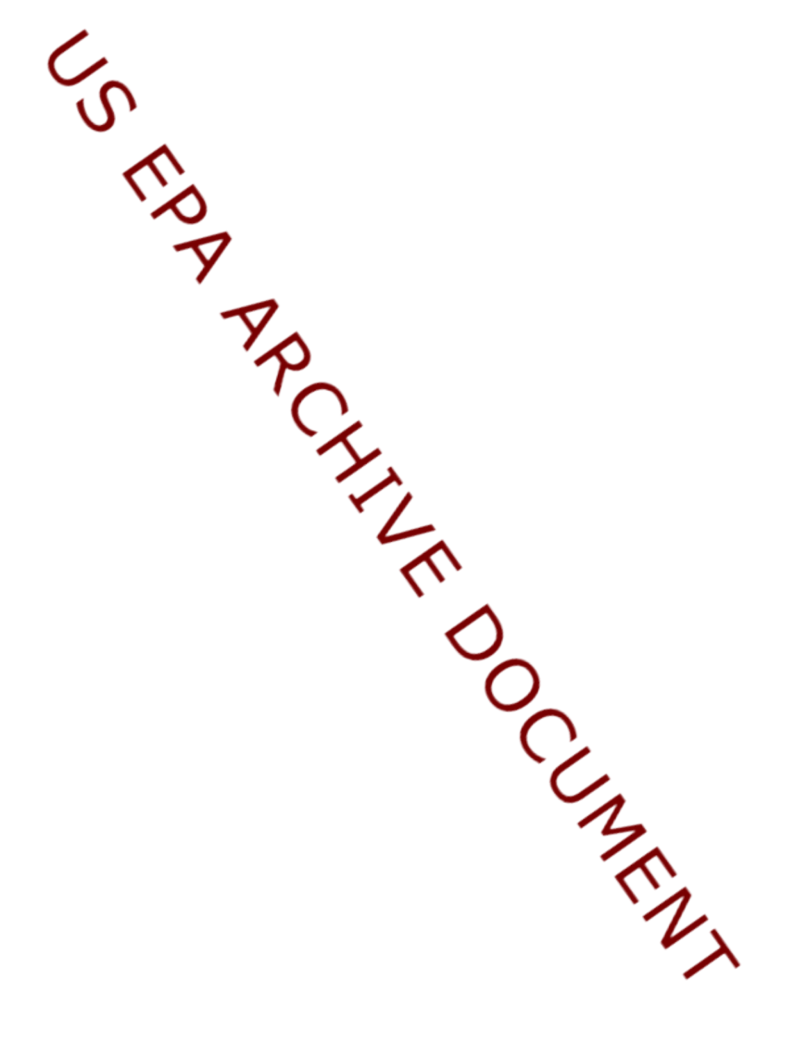US EPA ARCHIVE DOCUMENT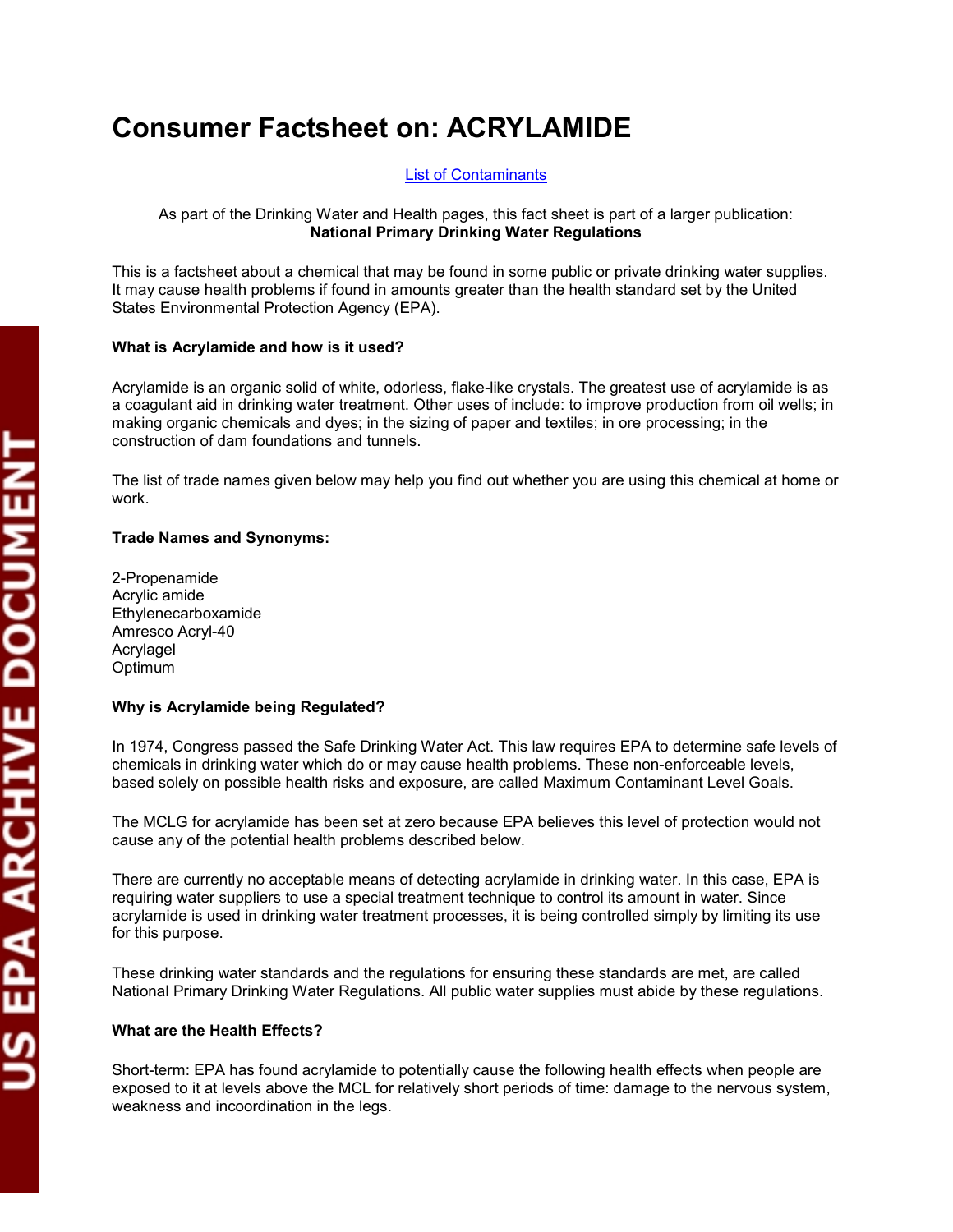# Consumer Factsheet on: ACRYLAMIDE

List of Contaminants

As part of the Drinking Water and Health pages, this fact sheet is part of a larger publication:
**National Primary Drinking Water Regulations**

This is a factsheet about a chemical that may be found in some public or private drinking water supplies. It may cause health problems if found in amounts greater than the health standard set by the United States Environmental Protection Agency (EPA).

**What is Acrylamide and how is it used?**

Acrylamide is an organic solid of white, odorless, flake-like crystals. The greatest use of acrylamide is as a coagulant aid in drinking water treatment. Other uses of include: to improve production from oil wells; in making organic chemicals and dyes; in the sizing of paper and textiles; in ore processing; in the construction of dam foundations and tunnels.

The list of trade names given below may help you find out whether you are using this chemical at home or work.

**Trade Names and Synonyms:**

2-Propenamide
Acrylic amide
Ethylenecarboxamide
Amresco Acryl-40
Acrylagel
Optimum

**Why is Acrylamide being Regulated?**

In 1974, Congress passed the Safe Drinking Water Act. This law requires EPA to determine safe levels of chemicals in drinking water which do or may cause health problems. These non-enforceable levels, based solely on possible health risks and exposure, are called Maximum Contaminant Level Goals.

The MCLG for acrylamide has been set at zero because EPA believes this level of protection would not cause any of the potential health problems described below.

There are currently no acceptable means of detecting acrylamide in drinking water. In this case, EPA is requiring water suppliers to use a special treatment technique to control its amount in water. Since acrylamide is used in drinking water treatment processes, it is being controlled simply by limiting its use for this purpose.

These drinking water standards and the regulations for ensuring these standards are met, are called National Primary Drinking Water Regulations. All public water supplies must abide by these regulations.

**What are the Health Effects?**

Short-term: EPA has found acrylamide to potentially cause the following health effects when people are exposed to it at levels above the MCL for relatively short periods of time: damage to the nervous system, weakness and incoordination in the legs.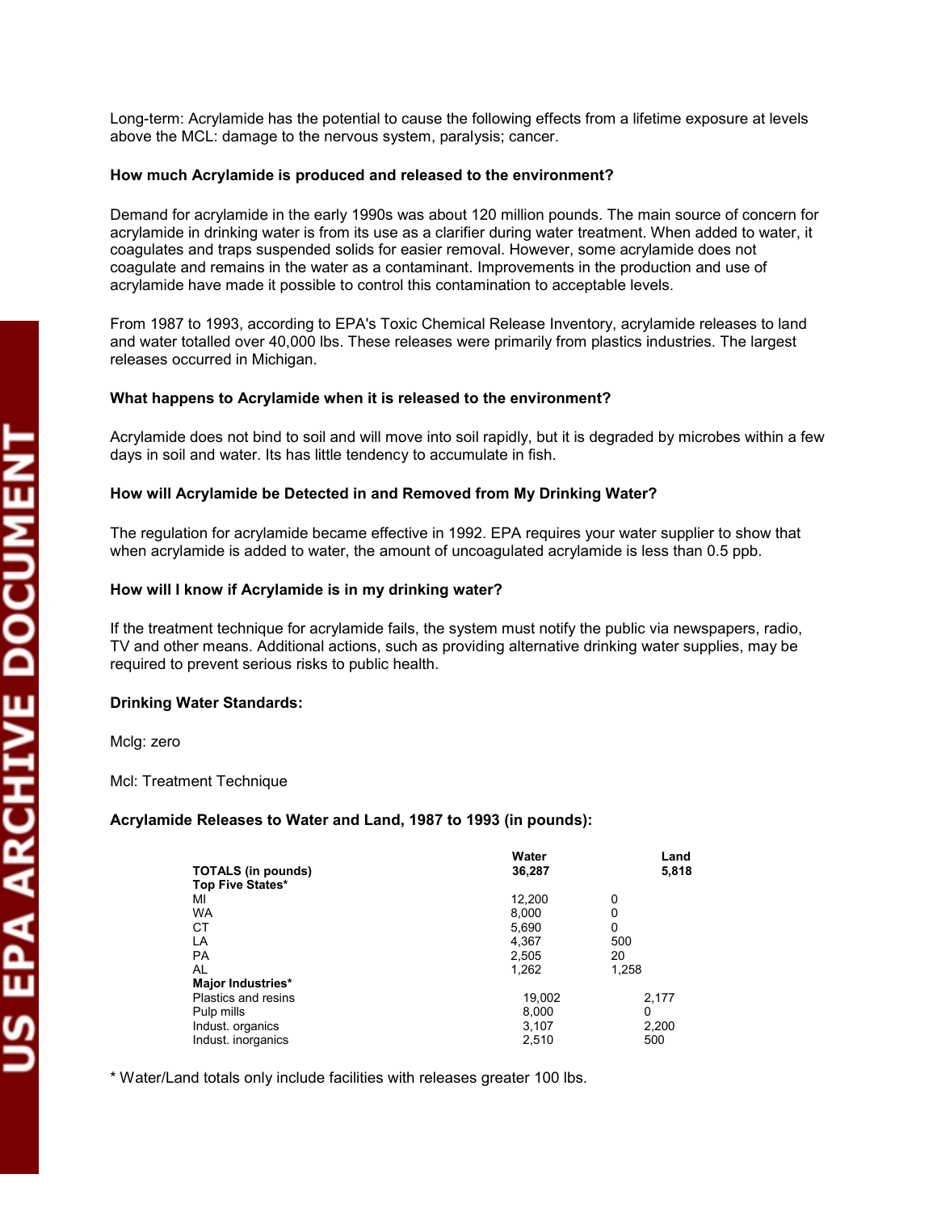Long-term: Acrylamide has the potential to cause the following effects from a lifetime exposure at levels above the MCL: damage to the nervous system, paralysis; cancer.

**How much Acrylamide is produced and released to the environment?**

Demand for acrylamide in the early 1990s was about 120 million pounds. The main source of concern for acrylamide in drinking water is from its use as a clarifier during water treatment. When added to water, it coagulates and traps suspended solids for easier removal. However, some acrylamide does not coagulate and remains in the water as a contaminant. Improvements in the production and use of acrylamide have made it possible to control this contamination to acceptable levels.

From 1987 to 1993, according to EPA's Toxic Chemical Release Inventory, acrylamide releases to land and water totalled over 40,000 lbs. These releases were primarily from plastics industries. The largest releases occurred in Michigan.

**What happens to Acrylamide when it is released to the environment?**

Acrylamide does not bind to soil and will move into soil rapidly, but it is degraded by microbes within a few days in soil and water. Its has little tendency to accumulate in fish.

**How will Acrylamide be Detected in and Removed from My Drinking Water?**

The regulation for acrylamide became effective in 1992. EPA requires your water supplier to show that when acrylamide is added to water, the amount of uncoagulated acrylamide is less than 0.5 ppb.

**How will I know if Acrylamide is in my drinking water?**

If the treatment technique for acrylamide fails, the system must notify the public via newspapers, radio, TV and other means. Additional actions, such as providing alternative drinking water supplies, may be required to prevent serious risks to public health.

**Drinking Water Standards:**

Mclg: zero

Mcl: Treatment Technique

**Acrylamide Releases to Water and Land, 1987 to 1993 (in pounds):**

| | Water | Land |
|---|---|---|
| **TOTALS (in pounds)** | **36,287** | **5,818** |
| **Top Five States*** | | |
| MI | 12,200 | 0 |
| WA | 8,000 | 0 |
| CT | 5,690 | 0 |
| LA | 4,367 | 500 |
| PA | 2,505 | 20 |
| AL | 1,262 | 1,258 |
| **Major Industries*** | | |
| Plastics and resins | 19,002 | 2,177 |
| Pulp mills | 8,000 | 0 |
| Indust. organics | 3,107 | 2,200 |
| Indust. inorganics | 2,510 | 500 |

* Water/Land totals only include facilities with releases greater 100 lbs.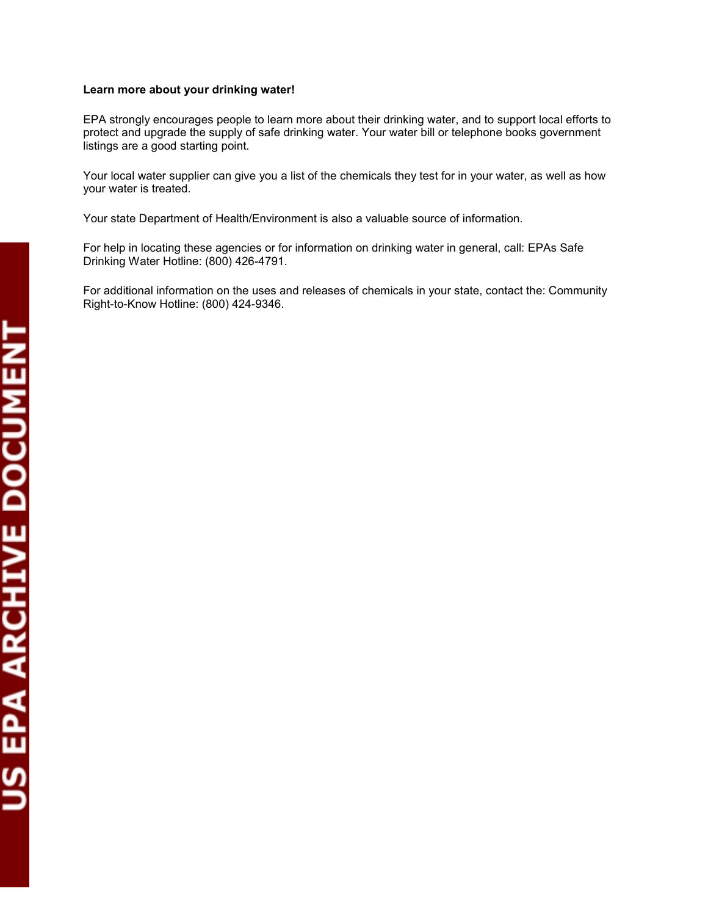**Learn more about your drinking water!**

EPA strongly encourages people to learn more about their drinking water, and to support local efforts to protect and upgrade the supply of safe drinking water. Your water bill or telephone books government listings are a good starting point.

Your local water supplier can give you a list of the chemicals they test for in your water, as well as how your water is treated.

Your state Department of Health/Environment is also a valuable source of information.

For help in locating these agencies or for information on drinking water in general, call: EPAs Safe Drinking Water Hotline: (800) 426-4791.

For additional information on the uses and releases of chemicals in your state, contact the: Community Right-to-Know Hotline: (800) 424-9346.